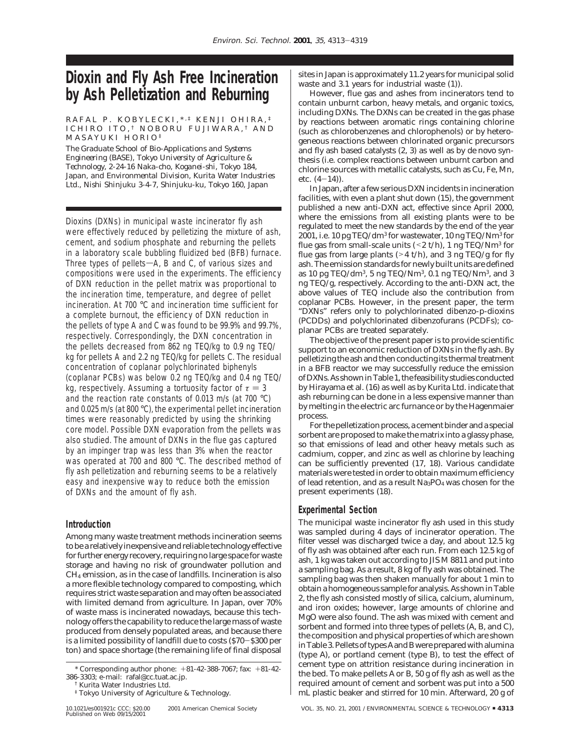# Dioxin and Fly Ash Free Incineration by Ash Pelletization and Reburning

RAFAL P. KOBYLECKI,*,‡ KENJI OHIRA,‡ ICHIRO ITO,† NOBORU FUJIWARA,† AND MASAYUKI HORIO‡

The Graduate School of Bio-Applications and Systems Engineering (BASE), Tokyo University of Agriculture & Technology, 2-24-16 Naka-cho, Koganei-shi, Tokyo 184, Japan, and Environmental Division, Kurita Water Industries Ltd., Nishi Shinjuku 3-4-7, Shinjuku-ku, Tokyo 160, Japan

*Dioxins (DXNs) in municipal waste incinerator fly ash were effectively reduced by pelletizing the mixture of ash, cement, and sodium phosphate and reburning the pellets in a laboratory scale bubbling fluidized bed (BFB) furnace. Three types of pellets—A, B and C, of various sizes and compositions were used in the experiments. The efficiency of DXN reduction in the pellet matrix was proportional to the incineration time, temperature, and degree of pellet incineration. At 700 °C and incineration time sufficient for a complete burnout, the efficiency of DXN reduction in the pellets of type A and C was found to be 99.9% and 99.7%, respectively. Correspondingly, the DXN concentration in the pellets decreased from 862 ng TEQ/kg to 0.9 ng TEQ/kg for pellets A and 2.2 ng TEQ/kg for pellets C. The residual concentration of coplanar polychlorinated biphenyls (coplanar PCBs) was below 0.2 ng TEQ/kg and 0.4 ng TEQ/kg, respectively. Assuming a tortuosity factor of $\tau = 3$ and the reaction rate constants of 0.013 m/s (at 700 °C) and 0.025 m/s (at 800 °C), the experimental pellet incineration times were reasonably predicted by using the shrinking core model. Possible DXN evaporation from the pellets was also studied. The amount of DXNs in the flue gas captured by an impinger trap was less than 3% when the reactor was operated at 700 and 800 °C. The described method of fly ash pelletization and reburning seems to be a relatively easy and inexpensive way to reduce both the emission of DXNs and the amount of fly ash.*

## Introduction

Among many waste treatment methods incineration seems to be a relatively inexpensive and reliable technology effective for further energy recovery, requiring no large space for waste storage and having no risk of groundwater pollution and $CH_4$ emission, as in the case of landfills. Incineration is also a more flexible technology compared to composting, which requires strict waste separation and may often be associated with limited demand from agriculture. In Japan, over 70% of waste mass is incinerated nowadays, because this technology offers the capability to reduce the large mass of waste produced from densely populated areas, and because there is a limited possibility of landfill due to costs ($70–$300 per ton) and space shortage (the remaining life of final disposal sites in Japan is approximately 11.2 years for municipal solid waste and 3.1 years for industrial waste (1)).

However, flue gas and ashes from incinerators tend to contain unburnt carbon, heavy metals, and organic toxics, including DXNs. The DXNs can be created in the gas phase by reactions between aromatic rings containing chlorine (such as chlorobenzenes and chlorophenols) or by heterogeneous reactions between chlorinated organic precursors and fly ash based catalysts (2, 3) as well as by de novo synthesis (i.e. complex reactions between unburnt carbon and chlorine sources with metallic catalysts, such as Cu, Fe, Mn, etc. (4–14)).

In Japan, after a few serious DXN incidents in incineration facilities, with even a plant shut down (15), the government published a new anti-DXN act, effective since April 2000, where the emissions from all existing plants were to be regulated to meet the new standards by the end of the year 2001, i.e. 10 pg TEQ/dm$^3$ for wastewater, 10 ng TEQ/Nm$^3$ for flue gas from small-scale units (<2 t/h), 1 ng TEQ/Nm$^3$ for flue gas from large plants (>4 t/h), and 3 ng TEQ/g for fly ash. The emission standards for newly built units are defined as 10 pg TEQ/dm$^3$, 5 ng TEQ/Nm$^3$, 0.1 ng TEQ/Nm$^3$, and 3 ng TEQ/g, respectively. According to the anti-DXN act, the above values of TEQ include also the contribution from coplanar PCBs. However, in the present paper, the term "DXNs" refers only to polychlorinated dibenzo-p-dioxins (PCDDs) and polychlorinated dibenzofurans (PCDFs); coplanar PCBs are treated separately.

The objective of the present paper is to provide scientific support to an economic reduction of DXNs in the fly ash. By pelletizing the ash and then conducting its thermal treatment in a BFB reactor we may successfully reduce the emission of DXNs. As shown in Table 1, the feasibility studies conducted by Hirayama et al. (16) as well as by Kurita Ltd. indicate that ash reburning can be done in a less expensive manner than by melting in the electric arc furnance or by the Hagenmaier process.

For the pelletization process, a cement binder and a special sorbent are proposed to make the matrix into a glassy phase, so that emissions of lead and other heavy metals such as cadmium, copper, and zinc as well as chlorine by leaching can be sufficiently prevented (17, 18). Various candidate materials were tested in order to obtain maximum efficiency of lead retention, and as a result $Na_3PO_4$ was chosen for the present experiments (18).

## Experimental Section

The municipal waste incinerator fly ash used in this study was sampled during 4 days of incinerator operation. The filter vessel was discharged twice a day, and about 12.5 kg of fly ash was obtained after each run. From each 12.5 kg of ash, 1 kg was taken out according to JIS M 8811 and put into a sampling bag. As a result, 8 kg of fly ash was obtained. The sampling bag was then shaken manually for about 1 min to obtain a homogeneous sample for analysis. As shown in Table 2, the fly ash consisted mostly of silica, calcium, aluminum, and iron oxides; however, large amounts of chlorine and MgO were also found. The ash was mixed with cement and sorbent and formed into three types of pellets (A, B, and C), the composition and physical properties of which are shown in Table 3. Pellets of types A and B were prepared with alumina (type A), or portland cement (type B), to test the effect of cement type on attrition resistance during incineration in the bed. To make pellets A or B, 50 g of fly ash as well as the required amount of cement and sorbent was put into a 500 mL plastic beaker and stirred for 10 min. Afterward, 20 g of

* Corresponding author phone: +81-42-388-7067; fax: +81-42-386-3303; e-mail: rafal@cc.tuat.ac.jp.

† Kurita Water Industries Ltd.

‡ Tokyo University of Agriculture & Technology.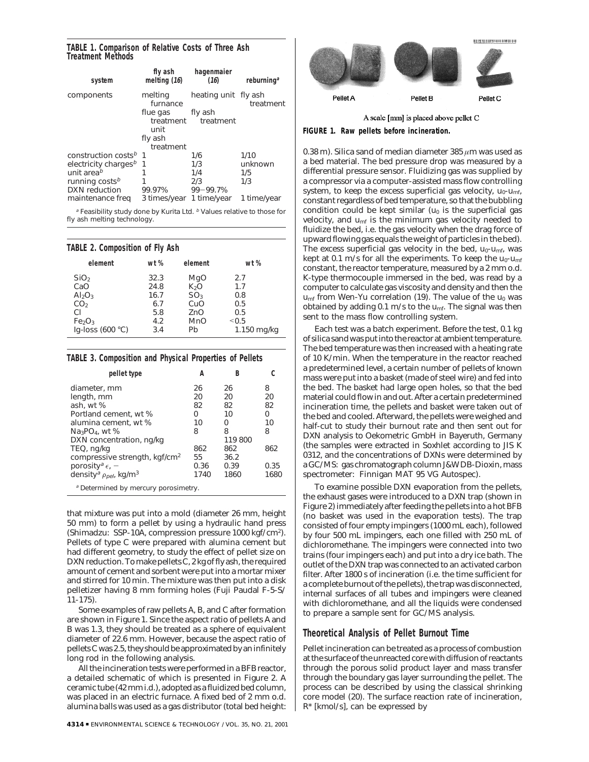**TABLE 1. Comparison of Relative Costs of Three Ash Treatment Methods**

| system | fly ash melting (16) | hagenmaier (16) | reburning[a] |
|---|---|---|---|
| components | melting furnace<br>flue gas treatment unit<br>fly ash treatment | heating unit<br>fly ash treatment | fly ash treatment |
| construction costs[b] | 1 | 1/6 | 1/10 |
| electricity charges[b] | 1 | 1/3 | unknown |
| unit area[b] | 1 | 1/4 | 1/5 |
| running costs[b] | 1 | 2/3 | 1/3 |
| DXN reduction | 99.97% | 99–99.7% | |
| maintenance freq | 3 times/year | 1 time/year | 1 time/year |

[a] Feasibility study done by Kurita Ltd. [b] Values relative to those for fly ash melting technology.

**TABLE 2. Composition of Fly Ash**

| element | wt % | element | wt % |
|---|---|---|---|
| $SiO_2$ | 32.3 | MgO | 2.7 |
| CaO | 24.8 | $K_2O$ | 1.7 |
| $Al_2O_3$ | 16.7 | $SO_3$ | 0.8 |
| $CO_2$ | 6.7 | CuO | 0.5 |
| Cl | 5.8 | ZnO | 0.5 |
| $Fe_2O_3$ | 4.2 | MnO | <0.5 |
| Ig-loss (600 °C) | 3.4 | Pb | 1.150 mg/kg |

**TABLE 3. Composition and Physical Properties of Pellets**

| pellet type | A | B | C |
|---|---|---|---|
| diameter, mm | 26 | 26 | 8 |
| length, mm | 20 | 20 | 20 |
| ash, wt % | 82 | 82 | 82 |
| Portland cement, wt % | 0 | 10 | 0 |
| alumina cement, wt % | 10 | 0 | 10 |
| $Na_3PO_4$, wt % | 8 | 8 | 8 |
| DXN concentration, ng/kg | | 119 800 | |
| TEQ, ng/kg | 862 | 862 | 862 |
| compressive strength, kgf/cm$^2$ | 55 | 36.2 | |
| porosity[a] $\epsilon$, – | 0.36 | 0.39 | 0.35 |
| density[a] $\rho_{pel}$, kg/m$^3$ | 1740 | 1860 | 1680 |

[a] Determined by mercury porosimetry.

that mixture was put into a mold (diameter 26 mm, height 50 mm) to form a pellet by using a hydraulic hand press (Shimadzu: SSP-10A, compression pressure 1000 kgf/cm$^2$). Pellets of type C were prepared with alumina cement but had different geometry, to study the effect of pellet size on DXN reduction. To make pellets C, 2 kg of fly ash, the required amount of cement and sorbent were put into a mortar mixer and stirred for 10 min. The mixture was then put into a disk pelletizer having 8 mm forming holes (Fuji Paudal F-5-S/11-175).

Some examples of raw pellets A, B, and C after formation are shown in Figure 1. Since the aspect ratio of pellets A and B was 1.3, they should be treated as a sphere of equivalent diameter of 22.6 mm. However, because the aspect ratio of pellets C was 2.5, they should be approximated by an infinitely long rod in the following analysis.

All the incineration tests were performed in a BFB reactor, a detailed schematic of which is presented in Figure 2. A ceramic tube (42 mm i.d.), adopted as a fluidized bed column, was placed in an electric furnace. A fixed bed of 2 mm o.d. alumina balls was used as a gas distributor (total bed height: 0.38 m). Silica sand of median diameter 385 $\mu$m was used as a bed material. The bed pressure drop was measured by a differential pressure sensor. Fluidizing gas was supplied by a compressor via a computer-assisted mass flow controlling system, to keep the excess superficial gas velocity, $u_0$-$u_{mf}$, constant regardless of bed temperature, so that the bubbling condition could be kept similar ($u_0$ is the superficial gas velocity, and $u_{mf}$ is the minimum gas velocity needed to fluidize the bed, i.e. the gas velocity when the drag force of upward flowing gas equals the weight of particles in the bed). The excess superficial gas velocity in the bed, $u_0$-$u_{mf}$, was kept at 0.1 m/s for all the experiments. To keep the $u_0$-$u_{mf}$ constant, the reactor temperature, measured by a 2 mm o.d. K-type thermocouple immersed in the bed, was read by a computer to calculate gas viscosity and density and then the $u_{mf}$ from Wen-Yu correlation (19). The value of the $u_0$ was obtained by adding 0.1 m/s to the $u_{mf}$. The signal was then sent to the mass flow controlling system.

A scale [mm] is placed above pellet C

**FIGURE 1. Raw pellets before incineration.**

Each test was a batch experiment. Before the test, 0.1 kg of silica sand was put into the reactor at ambient temperature. The bed temperature was then increased with a heating rate of 10 K/min. When the temperature in the reactor reached a predetermined level, a certain number of pellets of known mass were put into a basket (made of steel wire) and fed into the bed. The basket had large open holes, so that the bed material could flow in and out. After a certain predetermined incineration time, the pellets and basket were taken out of the bed and cooled. Afterward, the pellets were weighed and half-cut to study their burnout rate and then sent out for DXN analysis to Oekometric GmbH in Bayeruth, Germany (the samples were extracted in Soxhlet according to JIS K 0312, and the concentrations of DXNs were determined by a GC/MS: gas chromatograph column J&W DB-Dioxin, mass spectrometer: Finnigan MAT 95 VG Autospec).

To examine possible DXN evaporation from the pellets, the exhaust gases were introduced to a DXN trap (shown in Figure 2) immediately after feeding the pellets into a hot BFB (no basket was used in the evaporation tests). The trap consisted of four empty impingers (1000 mL each), followed by four 500 mL impingers, each one filled with 250 mL of dichloromethane. The impingers were connected into two trains (four impingers each) and put into a dry ice bath. The outlet of the DXN trap was connected to an activated carbon filter. After 1800 s of incineration (i.e. the time sufficient for a complete burnout of the pellets), the trap was disconnected, internal surfaces of all tubes and impingers were cleaned with dichloromethane, and all the liquids were condensed to prepare a sample sent for GC/MS analysis.

## Theoretical Analysis of Pellet Burnout Time

Pellet incineration can be treated as a process of combustion at the surface of the unreacted core with diffusion of reactants through the porous solid product layer and mass transfer through the boundary gas layer surrounding the pellet. The process can be described by using the classical shrinking core model (20). The surface reaction rate of incineration, $R^*$ [kmol/s], can be expressed by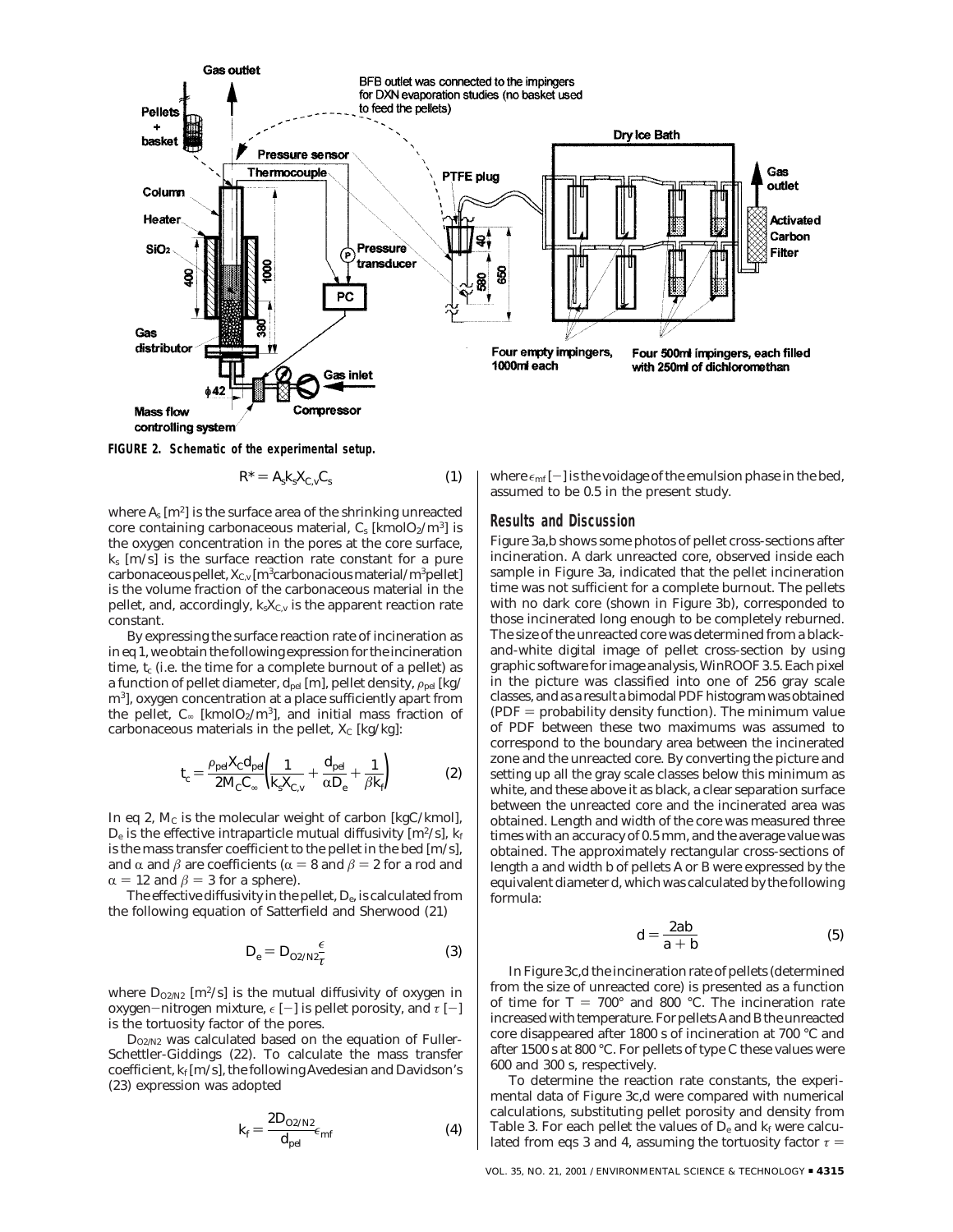**FIGURE 2. Schematic of the experimental setup.**

$$R^* = A_s k_s X_{C,v} C_s \quad (1)$$

where $A_s$ [$m^2$] is the surface area of the shrinking unreacted core containing carbonaceous material, $C_s$ [$kmolO_2/m^3$] is the oxygen concentration in the pores at the core surface, $k_s$ [m/s] is the surface reaction rate constant for a pure carbonaceous pellet, $X_{C,v}$ [$m^3$carbonacious material/$m^3$pellet] is the volume fraction of the carbonaceous material in the pellet, and, accordingly, $k_s X_{C,v}$ is the apparent reaction rate constant.

By expressing the surface reaction rate of incineration as in eq 1, we obtain the following expression for the incineration time, $t_c$ (i.e. the time for a complete burnout of a pellet) as a function of pellet diameter, $d_{pel}$ [m], pellet density, $\rho_{pel}$ [kg/$m^3$], oxygen concentration at a place sufficiently apart from the pellet, $C_\infty$ [$kmolO_2/m^3$], and initial mass fraction of carbonaceous materials in the pellet, $X_C$ [kg/kg]:

$$t_c = \frac{\rho_{pel} X_C d_{pel}}{2 M_C C_\infty} \left( \frac{1}{k_s X_{C,v}} + \frac{d_{pel}}{\alpha D_e} + \frac{1}{\beta k_f} \right) \quad (2)$$

In eq 2, $M_C$ is the molecular weight of carbon [kgC/kmol], $D_e$ is the effective intraparticle mutual diffusivity [$m^2$/s], $k_f$ is the mass transfer coefficient to the pellet in the bed [m/s], and $\alpha$ and $\beta$ are coefficients ($\alpha = 8$ and $\beta = 2$ for a rod and $\alpha = 12$ and $\beta = 3$ for a sphere).

The effective diffusivity in the pellet, $D_e$, is calculated from the following equation of Satterfield and Sherwood (21)

$$D_e = D_{O2/N2} \frac{\epsilon}{\tau} \quad (3)$$

where $D_{O2/N2}$ [$m^2$/s] is the mutual diffusivity of oxygen in oxygen–nitrogen mixture, $\epsilon$ [−] is pellet porosity, and $\tau$ [−] is the tortuosity factor of the pores.

$D_{O2/N2}$ was calculated based on the equation of Fuller-Schettler-Giddings (22). To calculate the mass transfer coefficient, $k_f$ [m/s], the following Avedesian and Davidson's (23) expression was adopted

$$k_f = \frac{2 D_{O2/N2}}{d_{pel}} \epsilon_{mf} \quad (4)$$

where $\epsilon_{mf}$ [−] is the voidage of the emulsion phase in the bed, assumed to be 0.5 in the present study.

## Results and Discussion

Figure 3a,b shows some photos of pellet cross-sections after incineration. A dark unreacted core, observed inside each sample in Figure 3a, indicated that the pellet incineration time was not sufficient for a complete burnout. The pellets with no dark core (shown in Figure 3b), corresponded to those incinerated long enough to be completely reburned. The size of the unreacted core was determined from a black-and-white digital image of pellet cross-section by using graphic software for image analysis, WinROOF 3.5. Each pixel in the picture was classified into one of 256 gray scale classes, and as a result a bimodal PDF histogram was obtained (PDF = probability density function). The minimum value of PDF between these two maximums was assumed to correspond to the boundary area between the incinerated zone and the unreacted core. By converting the picture and setting up all the gray scale classes below this minimum as white, and these above it as black, a clear separation surface between the unreacted core and the incinerated area was obtained. Length and width of the core was measured three times with an accuracy of 0.5 mm, and the average value was obtained. The approximately rectangular cross-sections of length a and width b of pellets A or B were expressed by the equivalent diameter d, which was calculated by the following formula:

$$d = \frac{2ab}{a + b} \quad (5)$$

In Figure 3c,d the incineration rate of pellets (determined from the size of unreacted core) is presented as a function of time for $T = 700°$ and 800 °C. The incineration rate increased with temperature. For pellets A and B the unreacted core disappeared after 1800 s of incineration at 700 °C and after 1500 s at 800 °C. For pellets of type C these values were 600 and 300 s, respectively.

To determine the reaction rate constants, the experimental data of Figure 3c,d were compared with numerical calculations, substituting pellet porosity and density from Table 3. For each pellet the values of $D_e$ and $k_f$ were calculated from eqs 3 and 4, assuming the tortuosity factor $\tau$ =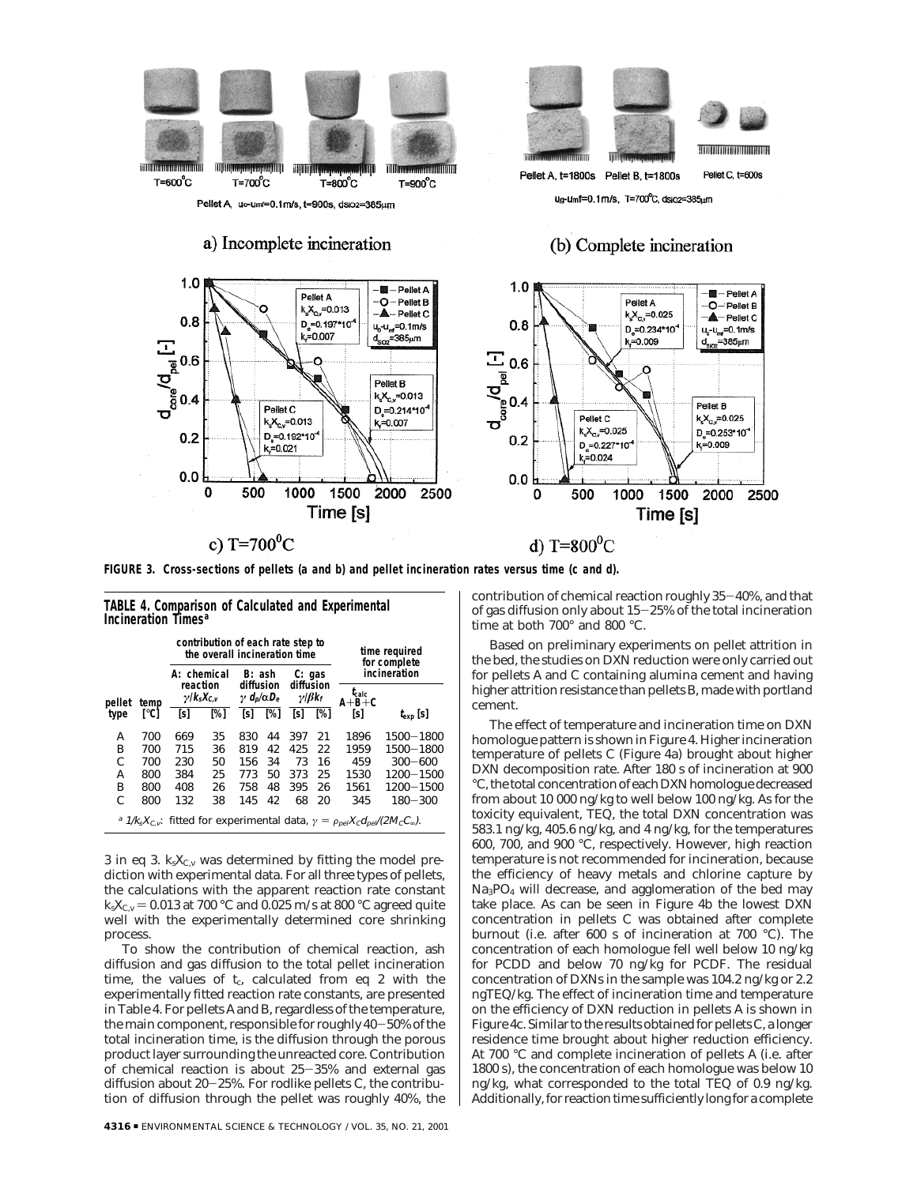FIGURE 3. Cross-sections of pellets (a and b) and pellet incineration rates versus time (c and d).

**TABLE 4. Comparison of Calculated and Experimental Incineration Times[a]**

| pellet type | temp [°C] | A: chemical reaction $\gamma/k_sX_{C,v}$ [s] | [%] | B: ash diffusion $\gamma\, d_p/\alpha D_e$ [s] | [%] | C: gas diffusion $\gamma/\beta k_f$ [s] | [%] | $t_{calc}$ A+B+C [s] | $t_{exp}$ [s] |
|---|---|---|---|---|---|---|---|---|---|
| A | 700 | 669 | 35 | 830 | 44 | 397 | 21 | 1896 | 1500−1800 |
| B | 700 | 715 | 36 | 819 | 42 | 425 | 22 | 1959 | 1500−1800 |
| C | 700 | 230 | 50 | 156 | 34 | 73 | 16 | 459 | 300−600 |
| A | 800 | 384 | 25 | 773 | 50 | 373 | 25 | 1530 | 1200−1500 |
| B | 800 | 408 | 26 | 758 | 48 | 395 | 26 | 1561 | 1200−1500 |
| C | 800 | 132 | 38 | 145 | 42 | 68 | 20 | 345 | 180−300 |

[a] $1/k_sX_{C,v}$: fitted for experimental data, $\gamma = \rho_{pel}X_Cd_{pel}/(2M_CC_\infty)$.

3 in eq 3. $k_sX_{C,v}$ was determined by fitting the model prediction with experimental data. For all three types of pellets, the calculations with the apparent reaction rate constant $k_sX_{C,v} = 0.013$ at 700 °C and 0.025 m/s at 800 °C agreed quite well with the experimentally determined core shrinking process.

To show the contribution of chemical reaction, ash diffusion and gas diffusion to the total pellet incineration time, the values of $t_c$, calculated from eq 2 with the experimentally fitted reaction rate constants, are presented in Table 4. For pellets A and B, regardless of the temperature, the main component, responsible for roughly 40−50% of the total incineration time, is the diffusion through the porous product layer surrounding the unreacted core. Contribution of chemical reaction is about 25−35% and external gas diffusion about 20−25%. For rodlike pellets C, the contribution of diffusion through the pellet was roughly 40%, the contribution of chemical reaction roughly 35−40%, and that of gas diffusion only about 15−25% of the total incineration time at both 700° and 800 °C.

Based on preliminary experiments on pellet attrition in the bed, the studies on DXN reduction were only carried out for pellets A and C containing alumina cement and having higher attrition resistance than pellets B, made with portland cement.

The effect of temperature and incineration time on DXN homologue pattern is shown in Figure 4. Higher incineration temperature of pellets C (Figure 4a) brought about higher DXN decomposition rate. After 180 s of incineration at 900 °C, the total concentration of each DXN homologue decreased from about 10 000 ng/kg to well below 100 ng/kg. As for the toxicity equivalent, TEQ, the total DXN concentration was 583.1 ng/kg, 405.6 ng/kg, and 4 ng/kg, for the temperatures 600, 700, and 900 °C, respectively. However, high reaction temperature is not recommended for incineration, because the efficiency of heavy metals and chlorine capture by $Na_3PO_4$ will decrease, and agglomeration of the bed may take place. As can be seen in Figure 4b the lowest DXN concentration in pellets C was obtained after complete burnout (i.e. after 600 s of incineration at 700 °C). The concentration of each homologue fell well below 10 ng/kg for PCDD and below 70 ng/kg for PCDF. The residual concentration of DXNs in the sample was 104.2 ng/kg or 2.2 ngTEQ/kg. The effect of incineration time and temperature on the efficiency of DXN reduction in pellets A is shown in Figure 4c. Similar to the results obtained for pellets C, a longer residence time brought about higher reduction efficiency. At 700 °C and complete incineration of pellets A (i.e. after 1800 s), the concentration of each homologue was below 10 ng/kg, what corresponded to the total TEQ of 0.9 ng/kg. Additionally, for reaction time sufficiently long for a complete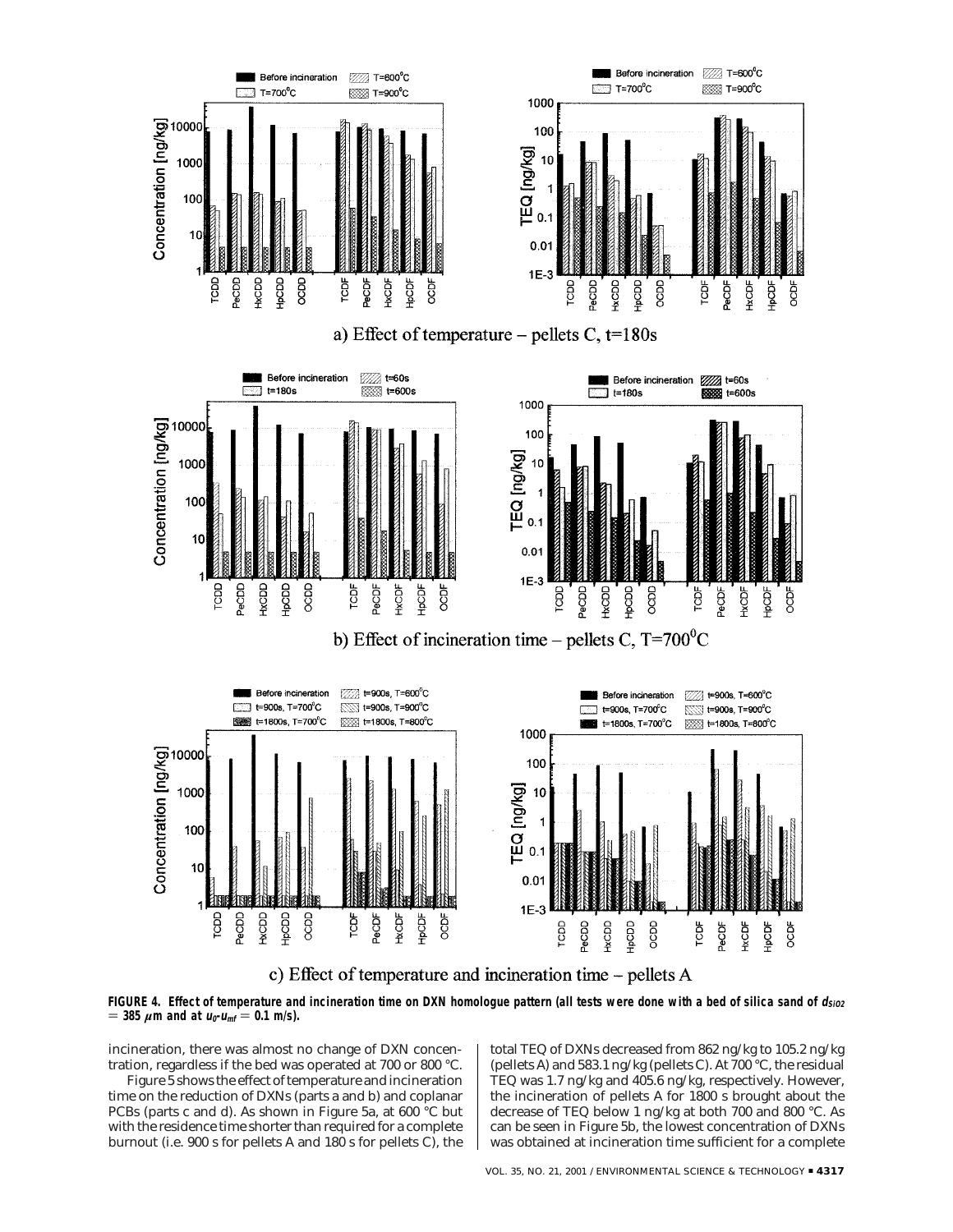a) Effect of temperature – pellets C, t=180s

b) Effect of incineration time – pellets C, T=700$^0$C

c) Effect of temperature and incineration time – pellets A

**FIGURE 4. Effect of temperature and incineration time on DXN homologue pattern (all tests were done with a bed of silica sand of $d_{SiO2}$ = 385 $\mu$m and at $u_0$-$u_{mf}$ = 0.1 m/s).**

incineration, there was almost no change of DXN concentration, regardless if the bed was operated at 700 or 800 °C.

Figure 5 shows the effect of temperature and incineration time on the reduction of DXNs (parts a and b) and coplanar PCBs (parts c and d). As shown in Figure 5a, at 600 °C but with the residence time shorter than required for a complete burnout (i.e. 900 s for pellets A and 180 s for pellets C), the total TEQ of DXNs decreased from 862 ng/kg to 105.2 ng/kg (pellets A) and 583.1 ng/kg (pellets C). At 700 °C, the residual TEQ was 1.7 ng/kg and 405.6 ng/kg, respectively. However, the incineration of pellets A for 1800 s brought about the decrease of TEQ below 1 ng/kg at both 700 and 800 °C. As can be seen in Figure 5b, the lowest concentration of DXNs was obtained at incineration time sufficient for a complete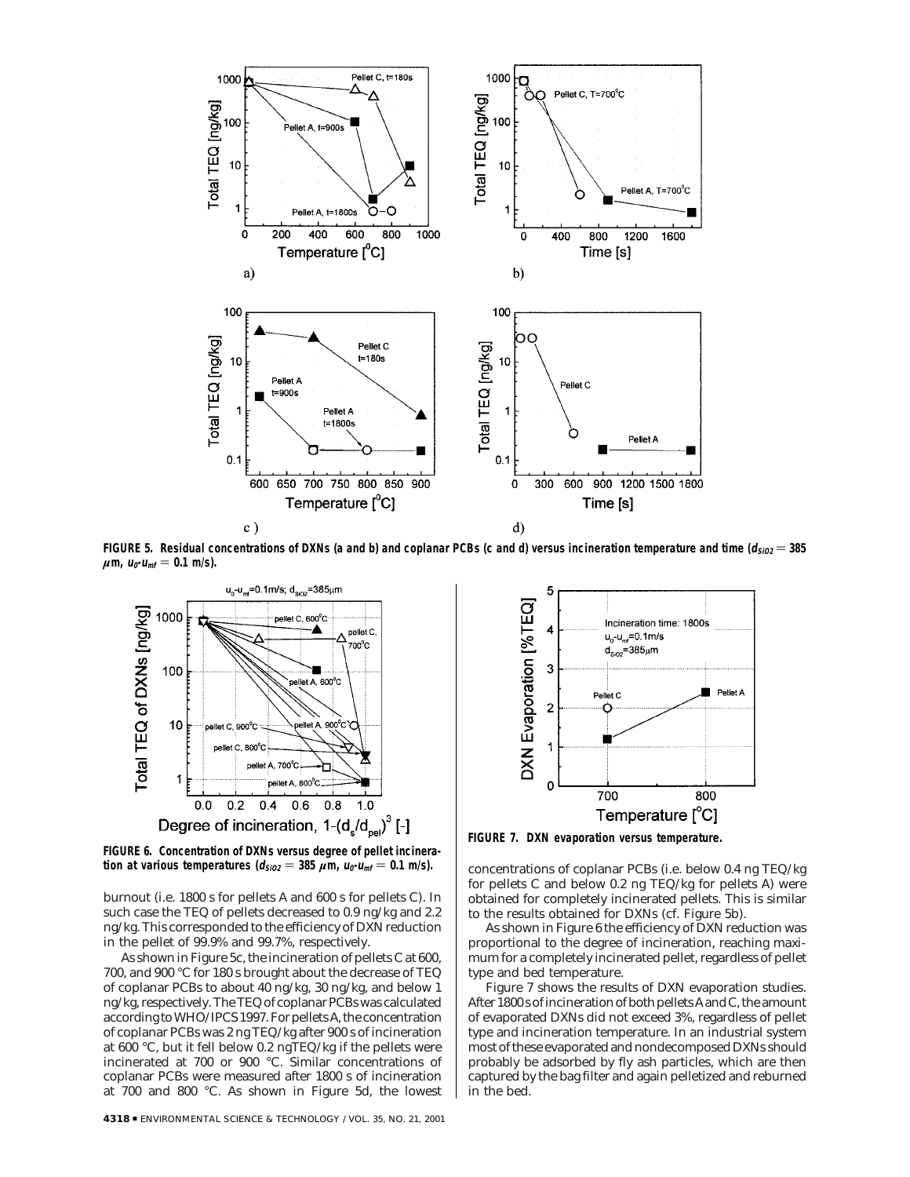**FIGURE 5. Residual concentrations of DXNs (a and b) and coplanar PCBs (c and d) versus incineration temperature and time ($d_{SiO2}$ = 385 μm, $u_0$-$u_{mf}$ = 0.1 m/s).**

**FIGURE 6. Concentration of DXNs versus degree of pellet incineration at various temperatures ($d_{SiO2}$ = 385 μm, $u_0$-$u_{mf}$ = 0.1 m/s).**

burnout (i.e. 1800 s for pellets A and 600 s for pellets C). In such case the TEQ of pellets decreased to 0.9 ng/kg and 2.2 ng/kg. This corresponded to the efficiency of DXN reduction in the pellet of 99.9% and 99.7%, respectively.

As shown in Figure 5c, the incineration of pellets C at 600, 700, and 900 °C for 180 s brought about the decrease of TEQ of coplanar PCBs to about 40 ng/kg, 30 ng/kg, and below 1 ng/kg, respectively. The TEQ of coplanar PCBs was calculated according to WHO/IPCS 1997. For pellets A, the concentration of coplanar PCBs was 2 ng TEQ/kg after 900 s of incineration at 600 °C, but it fell below 0.2 ngTEQ/kg if the pellets were incinerated at 700 or 900 °C. Similar concentrations of coplanar PCBs were measured after 1800 s of incineration at 700 and 800 °C. As shown in Figure 5d, the lowest concentrations of coplanar PCBs (i.e. below 0.4 ng TEQ/kg for pellets C and below 0.2 ng TEQ/kg for pellets A) were obtained for completely incinerated pellets. This is similar to the results obtained for DXNs (cf. Figure 5b).

As shown in Figure 6 the efficiency of DXN reduction was proportional to the degree of incineration, reaching maximum for a completely incinerated pellet, regardless of pellet type and bed temperature.

Figure 7 shows the results of DXN evaporation studies. After 1800 s of incineration of both pellets A and C, the amount of evaporated DXNs did not exceed 3%, regardless of pellet type and incineration temperature. In an industrial system most of these evaporated and nondecomposed DXNs should probably be adsorbed by fly ash particles, which are then captured by the bag filter and again pelletized and reburned in the bed.

**FIGURE 7. DXN evaporation versus temperature.**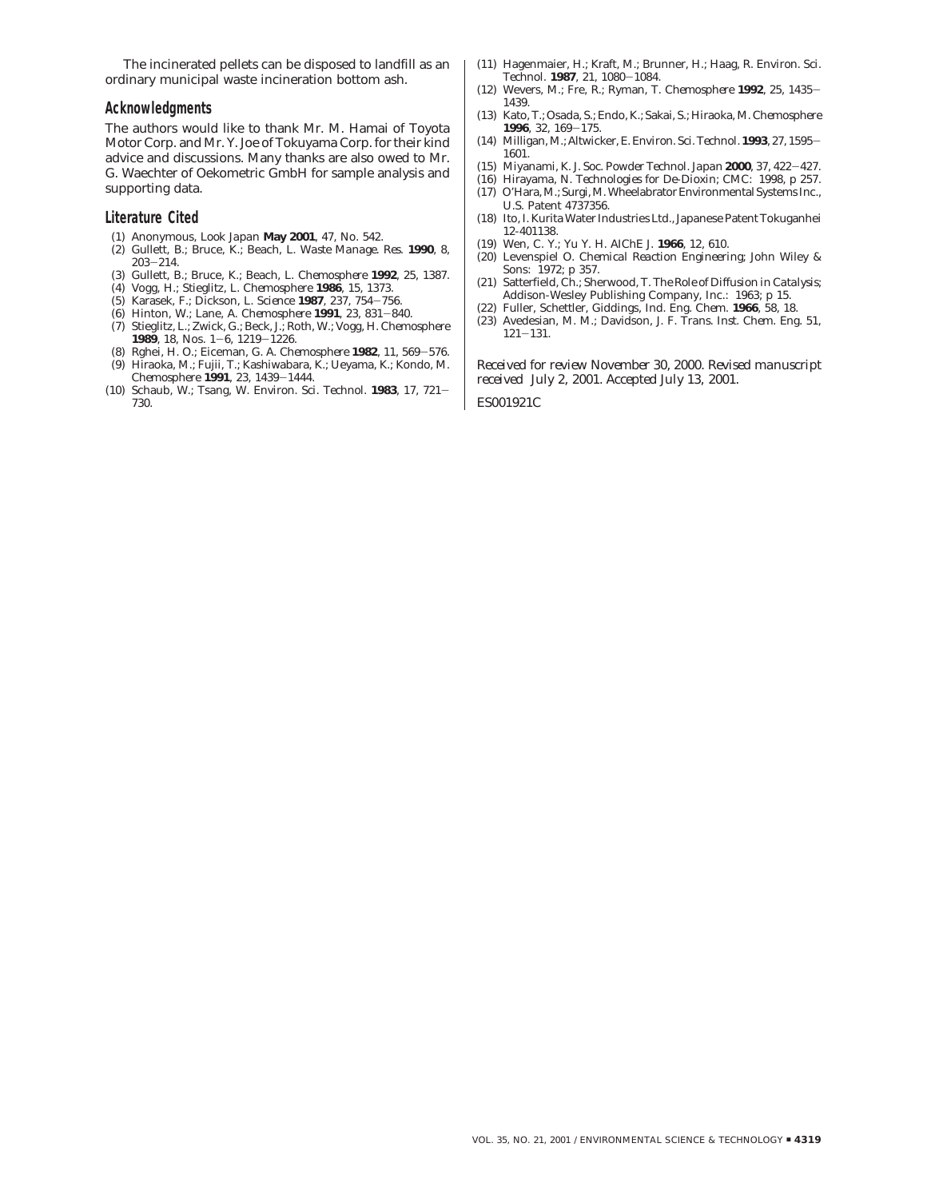The incinerated pellets can be disposed to landfill as an ordinary municipal waste incineration bottom ash.

## Acknowledgments

The authors would like to thank Mr. M. Hamai of Toyota Motor Corp. and Mr. Y. Joe of Tokuyama Corp. for their kind advice and discussions. Many thanks are also owed to Mr. G. Waechter of Oekometric GmbH for sample analysis and supporting data.

## Literature Cited

(1) Anonymous, *Look Japan* **May 2001**, 47, No. 542.
(2) Gullett, B.; Bruce, K.; Beach, L. *Waste Manage. Res.* **1990**, 8, 203–214.
(3) Gullett, B.; Bruce, K.; Beach, L. *Chemosphere* **1992**, 25, 1387.
(4) Vogg, H.; Stieglitz, L. *Chemosphere* **1986**, 15, 1373.
(5) Karasek, F.; Dickson, L. *Science* **1987**, 237, 754–756.
(6) Hinton, W.; Lane, A. *Chemosphere* **1991**, 23, 831–840.
(7) Stieglitz, L.; Zwick, G.; Beck, J.; Roth, W.; Vogg, H. *Chemosphere* **1989**, 18, Nos. 1–6, 1219–1226.
(8) Rghei, H. O.; Eiceman, G. A. *Chemosphere* **1982**, 11, 569–576.
(9) Hiraoka, M.; Fujii, T.; Kashiwabara, K.; Ueyama, K.; Kondo, M. *Chemosphere* **1991**, 23, 1439–1444.
(10) Schaub, W.; Tsang, W. *Environ. Sci. Technol.* **1983**, 17, 721–730.
(11) Hagenmaier, H.; Kraft, M.; Brunner, H.; Haag, R. *Environ. Sci. Technol.* **1987**, 21, 1080–1084.
(12) Wevers, M.; Fre, R.; Ryman, T. *Chemosphere* **1992**, 25, 1435–1439.
(13) Kato, T.; Osada, S.; Endo, K.; Sakai, S.; Hiraoka, M. *Chemosphere* **1996**, 32, 169–175.
(14) Milligan, M.; Altwicker, E. *Environ. Sci. Technol.* **1993**, 27, 1595–1601.
(15) Miyanami, K. *J. Soc. Powder Technol. Japan* **2000**, 37, 422–427.
(16) Hirayama, N. *Technologies for De-Dioxin*; CMC: 1998, p 257.
(17) O'Hara, M.; Surgi, M. Wheelabrator Environmental Systems Inc., U.S. Patent 4737356.
(18) Ito, I. Kurita Water Industries Ltd., Japanese Patent Tokuganhei 12-401138.
(19) Wen, C. Y.; Yu Y. H. *AIChE J.* **1966**, 12, 610.
(20) Levenspiel O. *Chemical Reaction Engineering*; John Wiley & Sons: 1972; p 357.
(21) Satterfield, Ch.; Sherwood, T. *The Role of Diffusion in Catalysis*; Addison-Wesley Publishing Company, Inc.: 1963; p 15.
(22) Fuller, Schettler, Giddings, *Ind. Eng. Chem.* **1966**, 58, 18.
(23) Avedesian, M. M.; Davidson, J. F. *Trans. Inst. Chem. Eng.* 51, 121–131.

*Received for review November 30, 2000. Revised manuscript received July 2, 2001. Accepted July 13, 2001.*

ES001921C